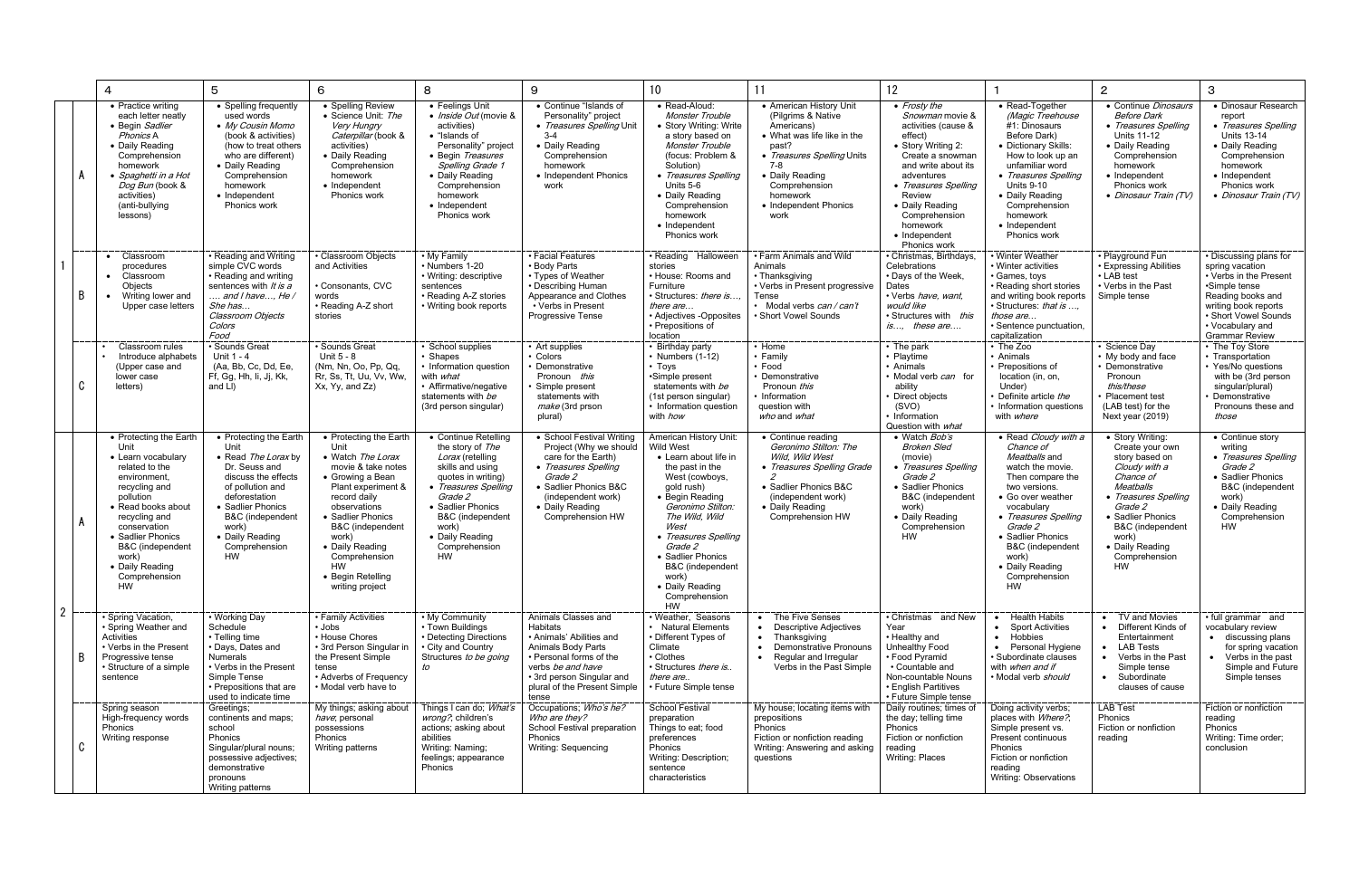| | | 4 | 5 | 6 | 8 | 9 | 10 | 11 | 12 | 1 | 2 | 3 |
|---|---|---|---|---|---|---|---|---|---|---|---|---|
| 1 | A | • Practice writing each letter neatly<br>• Begin *Sadlier Phonics* A<br>• Daily Reading Comprehension homework<br>• *Spaghetti in a Hot Dog Bun* (book & activities) (anti-bullying lessons) | • Spelling frequently used words<br>• *My Cousin Momo* (book & activities) (how to treat others who are different)<br>• Daily Reading Comprehension homework<br>• Independent Phonics work | • Spelling Review<br>• Science Unit: *The Very Hungry Caterpillar* (book & activities)<br>• Daily Reading Comprehension homework<br>• Independent Phonics work | • Feelings Unit<br>• *Inside Out* (movie & activities)<br>• "Islands of Personality" project<br>• Begin *Treasures Spelling Grade 1*<br>• Daily Reading Comprehension homework<br>• Independent Phonics work | • Continue "Islands of Personality" project<br>• *Treasures Spelling* Unit 3-4<br>• Daily Reading Comprehension homework<br>• Independent Phonics work | • Read-Aloud: *Monster Trouble*<br>• Story Writing: Write a story based on *Monster Trouble* (focus: Problem & Solution)<br>• *Treasures Spelling* Units 5-6<br>• Daily Reading Comprehension homework<br>• Independent Phonics work | • American History Unit (Pilgrims & Native Americans)<br>• What was life like in the past?<br>• *Treasures Spelling* Units 7-8<br>• Daily Reading Comprehension homework<br>• Independent Phonics work | • *Frosty the Snowman* movie & activities (cause & effect)<br>• Story Writing 2: Create a snowman and write about its adventures<br>• *Treasures Spelling* Review<br>• Daily Reading Comprehension homework<br>• Independent Phonics work | • Read-Together (*Magic Treehouse* #1: Dinosaurs Before Dark)<br>• Dictionary Skills: How to look up an unfamiliar word<br>• *Treasures Spelling* Units 9-10<br>• Daily Reading Comprehension homework<br>• Independent Phonics work | • Continue *Dinosaurs Before Dark*<br>• *Treasures Spelling* Units 11-12<br>• Daily Reading Comprehension homework<br>• Independent Phonics work<br>• *Dinosaur Train (TV)* | • Dinosaur Research report<br>• *Treasures Spelling* Units 13-14<br>• Daily Reading Comprehension homework<br>• Independent Phonics work<br>• *Dinosaur Train (TV)* |
| | B | • Classroom procedures<br>• Classroom Objects<br>• Writing lower and Upper case letters | • Reading and Writing simple CVC words<br>• Reading and writing sentences with *It is a …. and I have…, He / She has…*<br>*Classroom Objects Colors Food* | • Classroom Objects and Activities<br>• Consonants, CVC words<br>• Reading A-Z short stories | • My Family<br>• Numbers 1-20<br>• Writing: descriptive sentences<br>• Reading A-Z stories<br>• Writing book reports | • Facial Features<br>• Body Parts<br>• Types of Weather<br>• Describing Human Appearance and Clothes<br>• Verbs in Present Progressive Tense | • Reading Halloween stories<br>• House: Rooms and Furniture<br>• Structures: *there is…, there are…*<br>• Adjectives -Opposites<br>• Prepositions of location | • Farm Animals and Wild Animals<br>• Thanksgiving<br>• Verbs in Present progressive Tense<br>• Modal verbs *can / can't*<br>• Short Vowel Sounds | • Christmas, Birthdays, Celebrations<br>• Days of the Week, Dates<br>• Verbs *have, want, would like*<br>• Structures with *this is…, these are….* | • Winter Weather<br>• Winter activities<br>• Games, toys<br>• Reading short stories and writing book reports<br>• Structures: *that is …, those are…*<br>• Sentence punctuation, capitalization | • Playground Fun<br>• Expressing Abilities<br>• LAB test<br>• Verbs in the Past Simple tense | • Discussing plans for spring vacation<br>• Verbs in the Present •Simple tense Reading books and writing book reports<br>• Short Vowel Sounds<br>• Vocabulary and Grammar Review |
| | C | • Classroom rules<br>• Introduce alphabets (Upper case and lower case letters) | • Sounds Great Unit 1 - 4 (Aa, Bb, Cc, Dd, Ee, Ff, Gg, Hh, Ii, Jj, Kk, and Ll) | • Sounds Great Unit 5 - 8 (Nm, Nn, Oo, Pp, Qq, Rr, Ss, Tt, Uu, Vv, Ww, Xx, Yy, and Zz) | • School supplies<br>• Shapes<br>• Information question with *what*<br>• Affirmative/negative statements with *be* (3rd person singular) | • Art supplies<br>• Colors<br>• Demonstrative Pronoun *this*<br>• Simple present statements with *make* (3rd prson plural) | • Birthday party<br>• Numbers (1-12)<br>• Toys<br>•Simple present statements with *be* (1st person singular)<br>• Information question with *how* | • Home<br>• Family<br>• Food<br>• Demonstrative Pronoun *this*<br>• Information question with *who* and *what* | • The park<br>• Playtime<br>• Animals<br>• Modal verb *can* for ability<br>• Direct objects (SVO)<br>• Information Question with *what* | • The Zoo<br>• Animals<br>• Prepositions of location (in, on, Under)<br>• Definite article *the*<br>• Information questions with *where* | • Science Day<br>• My body and face<br>• Demonstrative Pronoun *this/these*<br>• Placement test (LAB test) for the Next year (2019) | • The Toy Store<br>• Transportation<br>• Yes/No questions with be (3rd person singular/plural)<br>• Demonstrative Pronouns these and *those* |
| 2 | A | • Protecting the Earth Unit<br>• Learn vocabulary related to the environment, recycling and pollution<br>• Read books about recycling and conservation<br>• Sadlier Phonics B&C (independent work)<br>• Daily Reading Comprehension HW | • Protecting the Earth Unit<br>• Read *The Lorax* by Dr. Seuss and discuss the effects of pollution and deforestation<br>• Sadlier Phonics B&C (independent work)<br>• Daily Reading Comprehension HW | • Protecting the Earth Unit<br>• Watch *The Lorax* movie & take notes<br>• Growing a Bean Plant experiment & record daily observations<br>• Sadlier Phonics B&C (independent work)<br>• Daily Reading Comprehension HW<br>• Begin Retelling writing project | • Continue Retelling the story of *The Lorax* (retelling skills and using quotes in writing)<br>• *Treasures Spelling Grade 2*<br>• Sadlier Phonics B&C (independent work)<br>• Daily Reading Comprehension HW | • School Festival Writing Project (Why we should care for the Earth)<br>• *Treasures Spelling Grade 2*<br>• Sadlier Phonics B&C (independent work)<br>• Daily Reading Comprehension HW | American History Unit: Wild West<br>• Learn about life in the past in the West (cowboys, gold rush)<br>• Begin Reading *Geronimo Stilton: The Wild, Wild West*<br>• *Treasures Spelling Grade 2*<br>• Sadlier Phonics B&C (independent work)<br>• Daily Reading Comprehension HW | • Continue reading *Geronimo Stilton: The Wild, Wild West*<br>• *Treasures Spelling Grade 2*<br>• Sadlier Phonics B&C (independent work)<br>• Daily Reading Comprehension HW | • Watch *Bob's Broken Sled* (movie)<br>• *Treasures Spelling Grade 2*<br>• Sadlier Phonics B&C (independent work)<br>• Daily Reading Comprehension HW | • Read *Cloudy with a Chance of Meatballs* and watch the movie. Then compare the two versions.<br>• Go over weather vocabulary<br>• *Treasures Spelling Grade 2*<br>• Sadlier Phonics B&C (independent work)<br>• Daily Reading Comprehension HW | • Story Writing: Create your own story based on *Cloudy with a Chance of Meatballs*<br>• *Treasures Spelling Grade 2*<br>• Sadlier Phonics B&C (independent work)<br>• Daily Reading Comprehension HW | • Continue story writing<br>• *Treasures Spelling Grade 2*<br>• Sadlier Phonics B&C (independent work)<br>• Daily Reading Comprehension HW |
| | B | • Spring Vacation,<br>• Spring Weather and Activities<br>• Verbs in the Present Progressive tense<br>• Structure of a simple sentence | • Working Day Schedule<br>• Telling time<br>• Days, Dates and Numerals<br>• Verbs in the Present Simple Tense<br>• Prepositions that are used to indicate time | • Family Activities<br>• Jobs<br>• House Chores<br>• 3rd Person Singular in the Present Simple tense<br>• Adverbs of Frequency<br>• Modal verb have to | • My Community<br>• Town Buildings<br>• Detecting Directions<br>• City and Country Structures *to be going to* | Animals Classes and Habitats<br>• Animals' Abilities and Animals Body Parts<br>• Personal forms of the verbs *be and have*<br>• 3rd person Singular and plural of the Present Simple tense | • Weather, Seasons<br>• Natural Elements<br>• Different Types of Climate<br>• Clothes<br>• Structures *there is.. there are..*<br>• Future Simple tense | • The Five Senses<br>• Descriptive Adjectives<br>• Thanksgiving<br>• Demonstrative Pronouns<br>• Regular and Irregular Verbs in the Past Simple | • Christmas and New Year<br>• Healthy and Unhealthy Food<br>• Food Pyramid<br>• Countable and Non-countable Nouns<br>• English Partitives<br>• Future Simple tense | • Health Habits<br>• Sport Activities<br>• Hobbies<br>• Personal Hygiene<br>• Subordinate clauses with *when and if*<br>• Modal verb *should* | • TV and Movies<br>• Different Kinds of Entertainment<br>• LAB Tests<br>• Verbs in the Past Simple tense<br>• Subordinate clauses of cause | • full grammar and vocabulary review<br>• discussing plans for spring vacation<br>• Verbs in the past Simple and Future Simple tenses |
| | C | Spring season<br>High-frequency words<br>Phonics<br>Writing response | Greetings; continents and maps; school<br>Phonics<br>Singular/plural nouns; possessive adjectives; demonstrative pronouns<br>Writing patterns | My things; asking about *have*; personal possessions<br>Phonics<br>Writing patterns | Things I can do; *What's wrong?*; children's actions; asking about abilities<br>Writing: Naming; feelings; appearance<br>Phonics | Occupations; *Who's he? Who are they?*<br>School Festival preparation<br>Phonics<br>Writing: Sequencing | School Festival preparation<br>Things to eat; food preferences<br>Phonics<br>Writing: Description; sentence characteristics | My house; locating items with prepositions<br>Phonics<br>Fiction or nonfiction reading<br>Writing: Answering and asking questions | Daily routines; times of the day; telling time<br>Phonics<br>Fiction or nonfiction reading<br>Writing: Places | Doing activity verbs; places with *Where?*; Simple present vs. Present continuous<br>Phonics<br>Fiction or nonfiction reading<br>Writing: Observations | LAB Test<br>Phonics<br>Fiction or nonfiction reading | Fiction or nonfiction reading<br>Phonics<br>Writing: Time order; conclusion |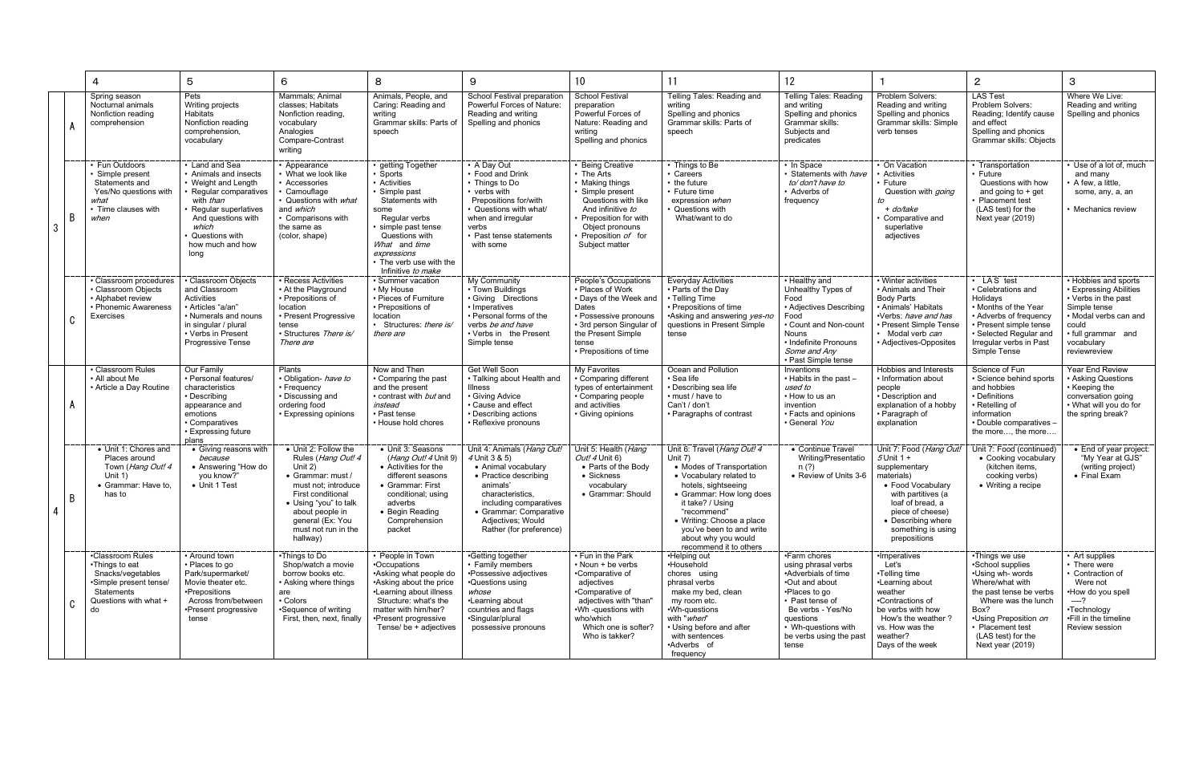| | | 4 | 5 | 6 | 8 | 9 | 10 | 11 | 12 | 1 | 2 | 3 |
|---|---|---|---|---|---|---|---|---|---|---|---|---|
| 3 | A | Spring season<br>Nocturnal animals<br>Nonfiction reading comprehension | Pets<br>Writing projects<br>Habitats<br>Nonfiction reading comprehension, vocabulary | Mammals; Animal classes; Habitats<br>Nonfiction reading, vocabulary<br>Analogies<br>Compare-Contrast writing | Animals, People, and Caring: Reading and writing<br>Grammar skills: Parts of speech | School Festival preparation<br>Powerful Forces of Nature: Reading and writing<br>Spelling and phonics | School Festival preparation<br>Powerful Forces of Nature: Reading and writing<br>Spelling and phonics | Telling Tales: Reading and writing<br>Spelling and phonics<br>Grammar skills: Parts of speech | Telling Tales: Reading and writing<br>Spelling and phonics<br>Grammar skills: Subjects and predicates | Problem Solvers: Reading and writing<br>Spelling and phonics<br>Grammar skills: Simple verb tenses | LAS Test<br>Problem Solvers: Reading; Identify cause and effect<br>Spelling and phonics<br>Grammar skills: Objects | Where We Live: Reading and writing<br>Spelling and phonics |
| | B | • Fun Outdoors<br>• Simple present Statements and Yes/No questions with *what*<br>• Time clauses with *when* | • Land and Sea<br>• Animals and insects<br>• Weight and Length<br>• Regular comparatives with *than*<br>• Regular superlatives And questions with *which*<br>• Questions with how much and how long | • Appearance<br>• What we look like<br>• Accessories<br>• Camouflage<br>• Questions with *what* and *which*<br>• Comparisons with the same as (color, shape) | • getting Together<br>• Sports<br>• Activities<br>• Simple past Statements with some Regular verbs<br>• simple past tense Questions with *What* and *time expressions*<br>• The verb use with the Infinitive *to make* | • A Day Out<br>• Food and Drink<br>• Things to Do<br>• verbs with Prepositions for/with<br>• Questions with what/ when and irregular verbs<br>• Past tense statements with some | • Being Creative<br>• The Arts<br>• Making things<br>• Simple present Questions with like And infinitive *to*<br>• Preposition for with Object pronouns<br>• Preposition *of* for Subject matter | • Things to Be<br>• Careers<br>• the future<br>• Future time expression *when*<br>• Questions with What/want to do | • In Space<br>• Statements with *have to/ don't have to*<br>• Adverbs of frequency | • On Vacation<br>• Activities<br>• Future Question with *going to* + *do/take*<br>• Comparative and superlative adjectives | • Transportation<br>• Future Questions with how and going to + get<br>• Placement test (LAS test) for the Next year (2019) | • Use of a lot of, much and many<br>• A few, a little, some, any, a, an<br>• Mechanics review |
| | C | • Classroom procedures<br>• Classroom Objects<br>• Alphabet review<br>• Phonemic Awareness Exercises | • Classroom Objects and Classroom Activities<br>• Articles "a/an"<br>• Numerals and nouns in singular / plural<br>• Verbs in Present Progressive Tense | • Recess Activities<br>• At the Playground<br>• Prepositions of location<br>• Present Progressive tense<br>• Structures *There is/ There are* | • Summer vacation<br>• My House<br>• Pieces of Furniture<br>• Prepositions of location<br>• Structures: *there is/ there are* | My Community<br>• Town Buildings<br>• Giving Directions<br>• Imperatives<br>• Personal forms of the verbs *be and have*<br>• Verbs in the Present Simple tense | People's Occupations<br>• Places of Work<br>• Days of the Week and Dates<br>• Possessive pronouns<br>• 3rd person Singular of the Present Simple tense<br>• Prepositions of time | Everyday Activities<br>• Parts of the Day<br>• Telling Time<br>• Prepositions of time<br>•Asking and answering *yes-no* questions in Present Simple tense | • Healthy and Unhealthy Types of Food<br>• Adjectives Describing Food<br>• Count and Non-count Nouns<br>• Indefinite Pronouns *Some and Any*<br>• Past Simple tense | • Winter activities<br>• Animals and Their Body Parts<br>• Animals' Habitats<br>•Verbs: *have and has*<br>• Present Simple Tense<br>• Modal verb *can*<br>• Adjectives-Opposites | • LAS test<br>• Celebrations and Holidays<br>• Months of the Year<br>• Adverbs of frequency<br>• Present simple tense<br>• Selected Regular and Irregular verbs in Past Simple Tense | • Hobbies and sports<br>• Expressing Abilities<br>• Verbs in the past Simple tense<br>• Modal verbs can and could<br>• full grammar and vocabulary reviewreview |
| 4 | A | • Classroom Rules<br>• All about Me<br>• Article a Day Routine | Our Family<br>• Personal features/ characteristics<br>• Describing appearance and emotions<br>• Comparatives<br>• Expressing future plans | Plants<br>• Obligation- *have to*<br>• Frequency<br>• Discussing and ordering food<br>• Expressing opinions | Now and Then<br>• Comparing the past and the present<br>• contrast with *but* and *instead*<br>• Past tense<br>• House hold chores | Get Well Soon<br>• Talking about Health and Illness<br>• Giving Advice<br>• Cause and effect<br>• Describing actions<br>• Reflexive pronouns | My Favorites<br>• Comparing different types of entertainment<br>• Comparing people and activities<br>• Giving opinions | Ocean and Pollution<br>• Sea life<br>• Describing sea life<br>• must / have to<br>Can't / don't<br>• Paragraphs of contrast | Inventions<br>• Habits in the past – *used to*<br>• How to us an invention<br>• Facts and opinions<br>• General *You* | Hobbies and Interests<br>• Information about people<br>• Description and explanation of a hobby<br>• Paragraph of explanation | Science of Fun<br>• Science behind sports and hobbies<br>• Definitions<br>• Retelling of information<br>• Double comparatives – the more…, the more…. | Year End Review<br>• Asking Questions<br>• Keeping the conversation going<br>• What will you do for the spring break? |
| | B | • Unit 1: Chores and Places around Town (*Hang Out! 4* Unit 1)<br>• Grammar: Have to, has to | • Giving reasons with *because*<br>• Answering "How do you know?"<br>• Unit 1 Test | • Unit 2: Follow the Rules (*Hang Out! 4* Unit 2)<br>• Grammar: must / must not; introduce First conditional<br>• Using "you" to talk about people in general (Ex: You must no run in the hallway) | • Unit 3: Seasons (*Hang Out! 4* Unit 9)<br>• Activities for the different seasons<br>• Grammar: First conditional; using adverbs<br>• Begin Reading Comprehension packet | Unit 4: Animals (*Hang Out! 4* Unit 3 & 5)<br>• Animal vocabulary<br>• Practice describing animals' characteristics, including comparatives<br>• Grammar: Comparative Adjectives; Would Rather (for preference) | Unit 5: Health (*Hang Out! 4* Unit 6)<br>• Parts of the Body<br>• Sickness vocabulary<br>• Grammar: Should | Unit 6: Travel (*Hang Out! 4* Unit 7)<br>• Modes of Transportation<br>• Vocabulary related to hotels, sightseeing<br>• Grammar: How long does it take? / Using "recommend"<br>• Writing: Choose a place you've been to and write about why you would recommend it to others | • Continue Travel Writing/Presentation (?)<br>• Review of Units 3-6 | Unit 7: Food (*Hang Out! 5* Unit 1 + supplementary materials)<br>• Food Vocabulary with partitives (a loaf of bread, a piece of cheese)<br>• Describing where something is using prepositions | Unit 7: Food (continued)<br>• Cooking vocabulary (kitchen items, cooking verbs)<br>• Writing a recipe | • End of year project: "My Year at GJS" (writing project)<br>• Final Exam |
| | C | •Classroom Rules<br>•Things to eat Snacks/vegetables<br>•Simple present tense/ Statements Questions with what + do | • Around town<br>• Places to go Park/supermarket/ Movie theater etc.<br>•Prepositions Across from/between<br>•Present progressive tense | •Things to Do Shop/watch a movie borrow books etc.<br>• Asking where things are<br>• Colors<br>•Sequence of writing First, then, next, finally | • People in Town<br>•Occupations<br>•Asking what people do<br>•Asking about the price<br>•Learning about illness Structure: what's the matter with him/her?<br>•Present progressive Tense/ be + adjectives | •Getting together<br>• Family members<br>•Possessive adjectives<br>•Questions using *whose*<br>•Learning about countries and flags<br>•Singular/plural possessive pronouns | • Fun in the Park<br>• Noun + be verbs<br>•Comparative of adjectives<br>•Comparative of adjectives with "than"<br>•Wh -questions with who/which Which one is softer? Who is takker? | •Helping out<br>•Household chores using phrasal verbs make my bed, clean my room etc.<br>•Wh-questions with "*when*"<br>• Using before and after with sentences<br>•Adverbs of frequency | •Farm chores using phrasal verbs<br>•Adverbials of time<br>•Out and about<br>•Places to go<br>• Past tense of Be verbs - Yes/No questions<br>• Wh-questions with be verbs using the past tense | •Imperatives Let's<br>•Telling time<br>•Learning about weather<br>•Contractions of be verbs with how How's the weather ? vs. How was the weather?<br>Days of the week | •Things we use<br>•School supplies<br>•Using wh- words Where/what with the past tense be verbs Where was the lunch Box?<br>•Using Preposition *on*<br>• Placement test (LAS test) for the Next year (2019) | • Art supplies<br>• There were<br>• Contraction of Were not<br>•How do you spell ----?<br>•Technology<br>•Fill in the timeline Review session |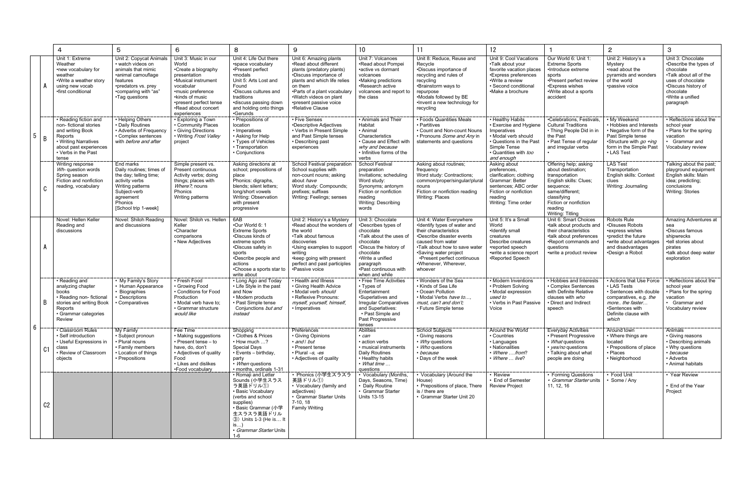| | | 4 | 5 | 6 | 8 | 9 | 10 | 11 | 12 | 1 | 2 | 3 |
|---|---|---|---|---|---|---|---|---|---|---|---|---|
| 5 | A | Unit 1: Extreme Weather •new vocabulary for weather •Write a weather story using new vocab •first conditional | Unit 2: Copycat Animals • watch videos on animals that mimic •animal camouflage features •predators vs. prey •comparing with "as" •Tag questions | Unit 3: Music in our World •Create a biography presentation •Musical instrument vocabular •music preference •kinds of music •present perfect tense •Read about concert experiences | Unit 4: Life Out there •space vocabulary •Present perfect •modals Unit 5: Arts Lost and Found •Discuss cultures and traditions •discuss passing down and holding onto things •Gerunds | Unit 6: Amazing plants •Read about different plants (predatory plants) •Discuss importance of plants and which life relies on them •Parts of a plant vocabulary •Watch videos on plant •present passive voice •Relative Clause | Unit 7: Volcanoes •Read about Pompei •active vs dormant volcanoes •Making predictions •Research active volcanoes and report to the class | Unit 8: Reduce, Reuse and Recycle •Discuss importance of recycling and rules of recycling •Brainstorm ways to repurpose •Modals followed by BE •Invent a new technology for recycling | Unit 9: Cool Vacations •Talk about your favorite vacation places •Express preferences •Write a review • Second conditional •Make a brochure | Our World 6: Unit 1: Extreme Sports •Introduce extreme sports •Present perfect review •Express wishes •Write about a sports accident | Unit 2: History's a Mystery •read about the pyramids and wonders of the world •passive voice | Unit 3: Chocolate •Describe the types of chocolate •Talk about all of the uses of chocolate •Discuss history of chocolate •Write a unified paragraph |
| | B | • Reading fiction and non- fictional stories and writing Book Reports • Writing Narratives about past experiences • Verbs in the Past tense | • Helping Others • Daily Routines • Adverbs of Frequency • Complex sentences with *before and after* | • Exploring a Town • Community Places • Giving Directions • Writing *Frost Valley* project | • Prepositions of location • Imperatives • Asking for Help • Types of Vehicles • Transportation • Conjunctions | • Five Senses •Descriptive Adjectives • Verbs in Present Simple and Past Simple tenses • Describing past experiences | • Animals and Their Habitat • Animal Characteristics • Cause and Effect with *why and because* • Infinitive forms of the verbs | • Foods Quantities Meals • Partitives • Count and Non-count Nouns • Pronouns *Some and Any* in statements and questions | • Healthy Habits • Exercise and Hygiene Imperatives • Modal verb should • Questions in the Past Simple Tense • Quantities with *too and enough* | •Celebrations, Festivals, Cultural Traditions • Thing People Did in in the Past • Past Tense of regular and irregular verbs | • My Weekend • Hobbies and Interests • Negative form of the Past Simple tense •Structure with *go +ing* form in the Simple Past • LAS Test | • Reflections about the school year • Plans for the spring vacation • Grammar and Vocabulary review |
| | C | Writing response *Wh*- question words Spring season Fiction and nonfiction reading, vocabulary | End marks Daily routines; times of the day; telling time; activity verbs Writing patterns Subject-verb agreement Phonics [School trip 1-week] | Simple present vs. Present continuous Activity verbs; doing things; places with *Where?*, nouns Phonics Writing patterns | Asking directions at school; prepositions of place Phonics: digraphs, blends; silent letters; long/short vowels Writing: Observation with present progressive | School Festival preparation School supplies with non-count nouns; asking about *have* Word study: Compounds; prefixes; suffixes Writing: Feelings; senses | School Festival preparation Invitations; scheduling Word study: Synonyms; antonym Fiction or nonfiction reading Writing: Describing words | Asking about routines; frequency Word study: Contractions; common/proper/singular/plural nouns Fiction or nonfiction reading Writing: Places | Asking about preferences, clarification; clothing Grammar: Better sentences; ABC order Fiction or nonfiction reading Writing: Time order | Offering help; asking about destination; transportation English skills: Clues; sequence; same/different; classifying Fiction or nonfiction reading Writing: Titling | LAS Test Transportation English skills: Context clues Writing: Journaling | Talking about the past; playground equipment English skills: Main idea; predicting; conclusions Writing: Stories |
| 6 | A | Novel: Hellen Keller Reading and discussions | Novel: Shiloh Reading and discussions | Novel: Shiloh vs. Hellen Keller •Character comparisons • New Adjectives | 6AB •Our World 6: 1 Extreme Sports •Discuss kinds of extreme sports •Discuss safety in sports •Describe people and actions •Choose a sports star to write about | Unit 2: History's a Mystery •Read about the wonders of the world •Talk about famous discoveries •Using examples to support writing •keep going with present perfect and past participles •Passive voice | Unit 3: Chocolate •Describes types of chocolate •Talk about the uses of chocolate •Discus the history of chocolate •Write a unified paragraph •Past continuous with when and while | Unit 4: Water Everywhere •Identify types of water and their characteristics •Describe disaster events caused from water •Talk about how to save water •Saving water project •Present perfect continuous •Whenever, Wherever, whoever | Unit 5: It's a Small World •Identify small creatures Describe creatures •reported speech •write a science report •Reported Speech | Unit 6: Smart Choices •talk about products and their characteristics •talk about preferences •Report commands and questions •write a product review | Robots Rule •Disuses Robots •express wishes •predict the future •write about advantages and disadvantages •Design a Robot | Amazing Adventures at sea •Discuss famous shipwrecks •tell stories about pirates •talk about deep water exploration |
| | B | • Reading and analyzing chapter books • Reading non- fictional stories and writing Book Reports • Grammar categories Review | • My Family's Story • Human Appearance • Biographies • Descriptions • Comparatives | • Fresh Food • Growing Food • Conditions for Food Production • Modal verb have to; • Grammar structure *would like* | • Long Ago and Today • Life Style in the past and Now • Modern products • Past Simple tense Conjunctions *but and instead* | • Health and Illness • Giving Health Advice • Modal verb *should* • Reflexive Pronouns: *myself, yourself, himself,* • Imperatives | • Free Time Activities • Types of Entertainment •Superlatives and Irregular Comparatives and Superlatives: • Past Simple and Past Progressive tenses | • Wonders of the Sea • Kinds of Sea Life • Ocean Pollution • Modal Verbs *have to…, must, can't and don't;* • Future Simple tense | • Modern Inventions • Problem Solving • Modal expression *used to* • Verbs in Past Passive Voice | • Hobbies and Interests • Complex Sentences with Definite Relative clauses with *who* • Direct and Indirect speech | • Actions that Use Force • LAS Tests • Sentences with double comparatives, e.g. *the more.. the faster…* •Sentences with Definite clause with *which* | • Reflections about the school year • Plans for the spring vacation • Grammar and Vocabulary review |
| | C1 | • Classroom Rules • Self introduction • Useful Expressions in class • Review of Classroom objects | My Family • Subject pronoun • Plural nouns • Family members • Location of things • Prepositions | Fee Time • Making suggestions • Present tense – to have, do, don't • Adjectives of quality Food • Likes and dislikes •Food vocabulary | Shopping • Clothes & Prices • How much …? Special Days • Events – birthday, party • *When* questions • months, ordinals 1-31 | Preferences • Giving Opinions • *and / but* • Present tense • Plural *–s, -es* • Adjectives of quality | Abilities • *can* • action verbs • musical instruments Daily Routines • Healthy habits • *What time …* questions | School Subjects • Giving reasons • *Why* questions • *Who* questions • *because* • Days of the week | Around the World • Countries • Languages • Nationalities • *Where ….from*? • *Where … live*? | Everyday Activities • Present Progressive • *What* questions • *yes/no* questions • Talking about what people are doing | Around town • Where things are located • Prepositions of place • Places • Neighborhood | Animals • Giving reasons • Describing animals • Why questions • *because* • Adverbs • Animal habitats |
| | C2 | | | | • Romaji and Letter Sounds (小学生スラスラ英語ドリル①) • Basic Vocabulary (verbs and school supplies) • Basic Grammar (小学生スラスラ英語ドリル③) Units 1-3 (He is… It is…) • *Grammar Starter* Units 1-6 | • Phonics (小学生スラスラ英語ドリル①) • Vocabulary (family and adjectives) • Grammar Starter Units 7-10, 18 Family Writing | • Vocabulary (Months, Days, Seasons, Time) • Daily Routine • Grammar Starter Units 13-15 | • Vocabulary (Around the House) • Prepositions of Place, There is / there are • Grammar Starter Unit 20 | • Review • End of Semester Review Project | • Forming Questions • *Grammar Starter* units 11, 12, 16 | • Food Unit • Some / Any | • Year Review • End of the Year Project |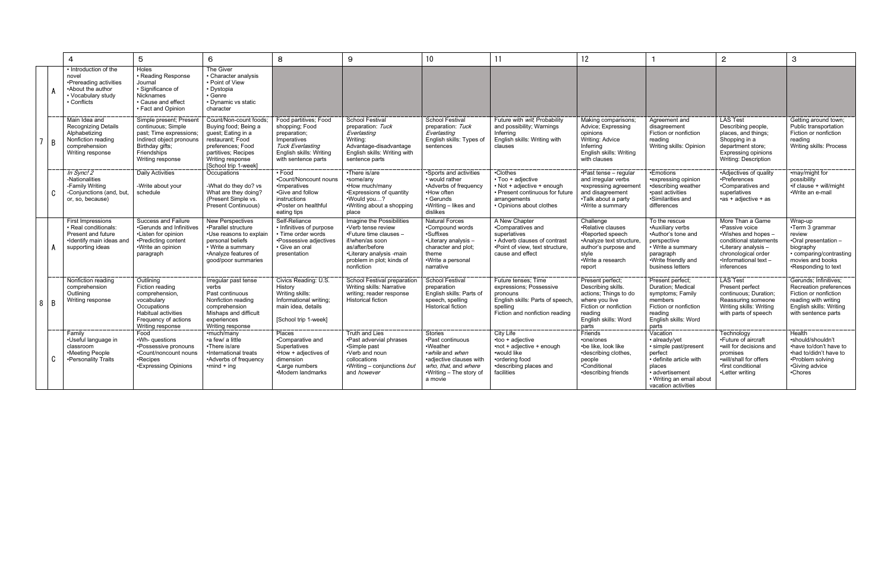| | | 4 | 5 | 6 | 8 | 9 | 10 | 11 | 12 | 1 | 2 | 3 |
|---|---|---|---|---|---|---|---|---|---|---|---|---|
| 7 | A | • Introduction of the novel<br>•Prereading activities<br>•About the author<br>• Vocabulary study<br>• Conflicts | Holes<br>• Reading Response Journal<br>• Significance of Nicknames<br>• Cause and effect<br>• Fact and Opinion | The Giver<br>• Character analysis<br>• Point of View<br>• Dystopia<br>• Genre<br>• Dynamic vs static character | | | | | | | | |
| | B | Main Idea and Recognizing Details<br>Alphabetizing<br>Nonfiction reading comprehension<br>Writing response | Simple present; Present continuous; Simple past; Time expressions; Indirect object pronouns<br>Birthday gifts; Friendships<br>Writing response | Count/Non-count foods; Buying food; Being a guest; Eating in a restaurant; Food preferences; Food partitives; Recipes<br>Writing response<br>[School trip 1-week] | Food partitives; Food shopping; Food preparation; Imperatives<br>*Tuck Everlasting*<br>English skills: Writing with sentence parts | School Festival preparation: *Tuck Everlasting*<br>Writing: Advantage-disadvantage<br>English skills: Writing with sentence parts | School Festival preparation: *Tuck Everlasting*<br>English skills: Types of sentences | Future with *will*; Probability and possibility; Warnings<br>Inferring<br>English skills: Writing with clauses | Making comparisons; Advice; Expressing opinions<br>Writing: Advice<br>Inferring<br>English skills: Writing with clauses | Agreement and disagreement<br>Fiction or nonfiction reading<br>Writing skills: Opinion | LAS Test<br>Describing people, places, and things; Shopping in a department store; Expressing opinions<br>Writing: Description | Getting around town; Public transportation<br>Fiction or nonfiction reading<br>Writing skills: Process |
| | C | *In Sync! 2*<br>-Nationalities<br>-Family Writing<br>-Conjunctions (and, but, or, so, because) | Daily Activities<br><br>-Write about your schedule | Occupations<br><br>-What do they do? vs What are they doing? (Present Simple vs. Present Continuous) | • Food<br>•Count/Noncount nouns<br>•Imperatives<br>•Give and follow instructions<br>•Poster on healthful eating tips | •There is/are<br>•some/any<br>•How much/many<br>•Expressions of quantity<br>•Would you…?<br>•Writing about a shopping place | •Sports and activities<br>• would rather<br>•Adverbs of frequency<br>•How often<br>• Gerunds<br>•Writing – likes and dislikes | •Clothes<br>• Too + adjective<br>• Not + adjective + enough<br>• Present continuous for future arrangements<br>• Opinions about clothes | •Past tense – regular and irregular verbs<br>•expressing agreement and disagreement<br>•Talk about a party<br>•Write a summary | •Emotions<br>•expressing opinion<br>•describing weather<br>•past activities<br>•Similarities and differences | •Adjectives of quality<br>•Preferences<br>•Comparatives and superlatives<br>•as + adjective + as | •may/might for possibility<br>•if clause + will/might<br>•Write an e-mail |
| 8 | A | First Impressions<br>• Real conditionals: Present and future<br>•Identify main ideas and supporting ideas | Success and Failure<br>•Gerunds and Infinitives<br>•Listen for opinion<br>•Predicting content<br>•Write an opinion paragraph | New Perspectives<br>•Parallel structure<br>•Use reasons to explain personal beliefs<br>• Write a summary<br>•Analyze features of good/poor summaries | Self-Reliance<br>• Infinitives of purpose<br>• Time order words<br>•Possessive adjectives<br>• Give an oral presentation | Imagine the Possibilities<br>•Verb tense review<br>•Future time clauses – if/when/as soon as/after/before<br>•Literary analysis -main problem in plot; kinds of nonfiction | Natural Forces<br>•Compound words<br>•Suffixes<br>•Literary analysis – character and plot; theme<br>•Write a personal narrative | A New Chapter<br>•Comparatives and superlatives<br>• Adverb clauses of contrast<br>•Point of view, text structure, cause and effect | Challenge<br>•Relative clauses<br>•Reported speech<br>•Analyze text structure, author's purpose and style<br>•Write a research report | To the rescue<br>•Auxiliary verbs<br>•Author's tone and perspective<br>• Write a summary paragraph<br>•Write friendly and business letters | More Than a Game<br>•Passive voice<br>•Wishes and hopes – conditional statements<br>•Literary analysis – chronological order<br>•Informational text – inferences | Wrap-up<br>•Term 3 grammar review<br>•Oral presentation – biography<br>• comparing/contrasting movies and books<br>•Responding to text |
| | B | Nonfiction reading comprehension<br>Outlining<br>Writing response | Outlining<br>Fiction reading comprehension, vocabulary<br>Occupations<br>Habitual activities<br>Frequency of actions<br>Writing response | Irregular past tense verbs<br>Past continuous<br>Nonfiction reading comprehension<br>Mishaps and difficult experiences<br>Writing response | Civics Reading: U.S. History<br>Writing skills: Informational writing; main idea, details<br><br>[School trip 1-week] | School Festival preparation<br>Writing skills: Narrative writing; reader response<br>Historical fiction | School Festival preparation<br>English skills: Parts of speech, spelling<br>Historical fiction | Future tenses; Time expressions; Possessive pronouns<br>English skills: Parts of speech, spelling<br>Fiction and nonfiction reading | Present perfect; Describing skills. actions; Things to do where you live<br>Fiction or nonfiction reading<br>English skills: Word parts | Present perfect; Duration; Medical symptoms; Family members<br>Fiction or nonfiction reading<br>English skills: Word parts | LAS Test<br>Present perfect continuous; Duration; Reassuring someone<br>Writing skills: Writing with parts of speech | Gerunds; Infinitives; Recreation preferences<br>Fiction or nonfiction reading with writing<br>English skills: Writing with sentence parts |
| | C | Family<br>•Useful language in classroom<br>•Meeting People<br>•Personality Traits | Food<br>•Wh- questions<br>•Possessive pronouns<br>•Count/noncount nouns<br>•Recipes<br>•Expressing Opinions | •much/many<br>•a few/ a little<br>•There is/are<br>•International treats<br>•Adverbs of frequency<br>•mind + ing | Places<br>•Comparative and Superlatives<br>•How + adjectives of dimension<br>•Large numbers<br>•Modern landmarks | Truth and Lies<br>•Past adverbial phrases<br>•Simple past<br>•Verb and noun collocations<br>•Writing – conjunctions *but* and *however* | Stories<br>•Past continuous<br>•Weather<br>•*while* and *when*<br>•adjective clauses with *who, that,* and *where*<br>•Writing – The story of a movie | City Life<br>•too + adjective<br>•not + adjective + enough<br>•would like<br>•ordering food<br>•describing places and facilities | Friends<br>•one/ones<br>•be like, look like<br>•describing clothes, people<br>•Conditional<br>•describing friends | Vacation<br>• already/yet<br>• simple past/present perfect<br>• definite article with places<br>• advertisement<br>• Writing an email about vacation activities | Technology<br>•Future of aircraft<br>•will for decisions and promises<br>•will/shall for offers<br>•first conditional<br>•Letter writing | Health<br>•should/shouldn't<br>•have to/don't have to<br>•had to/didn't have to<br>•Problem solving<br>•Giving advice<br>•Chores |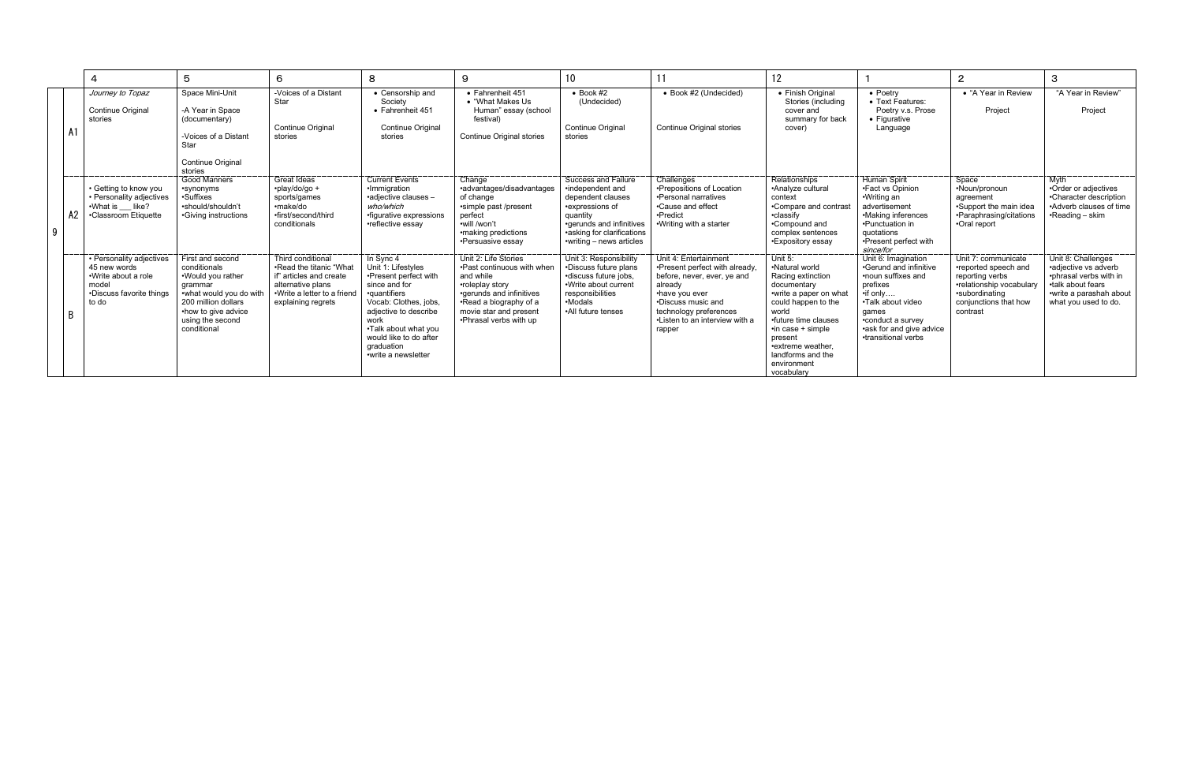| | | 4 | 5 | 6 | 8 | 9 | 10 | 11 | 12 | 1 | 2 | 3 |
|---|---|---|---|---|---|---|---|---|---|---|---|---|
| 9 | A1 | *Journey to Topaz*<br><br>Continue Original stories | Space Mini-Unit<br><br>-A Year in Space (documentary)<br><br>-Voices of a Distant Star<br><br>Continue Original stories | -Voices of a Distant Star<br><br>Continue Original stories | • Censorship and Society<br>• Fahrenheit 451<br><br>Continue Original stories | • Fahrenheit 451<br>• "What Makes Us Human" essay (school festival)<br><br>Continue Original stories | • Book #2 (Undecided)<br><br>Continue Original stories | • Book #2 (Undecided)<br><br>Continue Original stories | • Finish Original Stories (including cover and summary for back cover) | • Poetry<br>• Text Features: Poetry v.s. Prose<br>• Figurative Language | • "A Year in Review Project | "A Year in Review" Project |
| | A2 | • Getting to know you<br>• Personality adjectives<br>•What is ___ like?<br>•Classroom Etiquette | Good Manners<br>•synonyms<br>•Suffixes<br>•should/shouldn't<br>•Giving instructions | Great Ideas<br>•play/do/go + sports/games<br>•make/do<br>•first/second/third conditionals | Current Events<br>•Immigration<br>•adjective clauses – *who/which*<br>•figurative expressions<br>•reflective essay | Change<br>•advantages/disadvantages of change<br>•simple past /present perfect<br>•will /won't<br>•making predictions<br>•Persuasive essay | Success and Failure<br>•independent and dependent clauses<br>•expressions of quantity<br>•gerunds and infinitives<br>•asking for clarifications<br>•writing – news articles | Challenges<br>•Prepositions of Location<br>•Personal narratives<br>•Cause and effect<br>•Predict<br>•Writing with a starter | Relationships<br>•Analyze cultural context<br>•Compare and contrast<br>•classify<br>•Compound and complex sentences<br>•Expository essay | Human Spirit<br>•Fact vs Opinion<br>•Writing an advertisement<br>•Making inferences<br>•Punctuation in quotations<br>•Present perfect with *since/for* | Space<br>•Noun/pronoun agreement<br>•Support the main idea<br>•Paraphrasing/citations<br>•Oral report | Myth<br>•Order or adjectives<br>•Character description<br>•Adverb clauses of time<br>•Reading – skim |
| | B | • Personality adjectives 45 new words<br>•Write about a role model<br>•Discuss favorite things to do | First and second conditionals<br>•Would you rather grammar<br>•what would you do with 200 million dollars<br>•how to give advice using the second conditional | Third conditional<br>•Read the titanic "What if" articles and create alternative plans<br>•Write a letter to a friend explaining regrets | In Sync 4<br>Unit 1: Lifestyles<br>•Present perfect with since and for<br>•quantifiers<br>Vocab: Clothes, jobs, adjective to describe work<br>•Talk about what you would like to do after graduation<br>•write a newsletter | Unit 2: Life Stories<br>•Past continuous with when and while<br>•roleplay story<br>•gerunds and infinitives<br>•Read a biography of a movie star and present<br>•Phrasal verbs with up | Unit 3: Responsibility<br>•Discuss future plans<br>•discuss future jobs,<br>•Write about current responsibilities<br>•Modals<br>•All future tenses | Unit 4: Entertainment<br>•Present perfect with already, before, never, ever, ye and already<br>•have you ever<br>•Discuss music and technology preferences<br>•Listen to an interview with a rapper | Unit 5:<br>•Natural world<br>Racing extinction documentary<br>•write a paper on what could happen to the world<br>•future time clauses<br>•in case + simple present<br>•extreme weather, landforms and the environment vocabulary | Unit 6: Imagination<br>•Gerund and infinitive<br>•noun suffixes and prefixes<br>•if only….<br>•Talk about video games<br>•conduct a survey<br>•ask for and give advice<br>•transitional verbs | Unit 7: communicate<br>•reported speech and reporting verbs<br>•relationship vocabulary<br>•subordinating conjunctions that how contrast | Unit 8: Challenges<br>•adjective vs adverb<br>•phrasal verbs with in<br>•talk about fears<br>•write a parashah about what you used to do. |